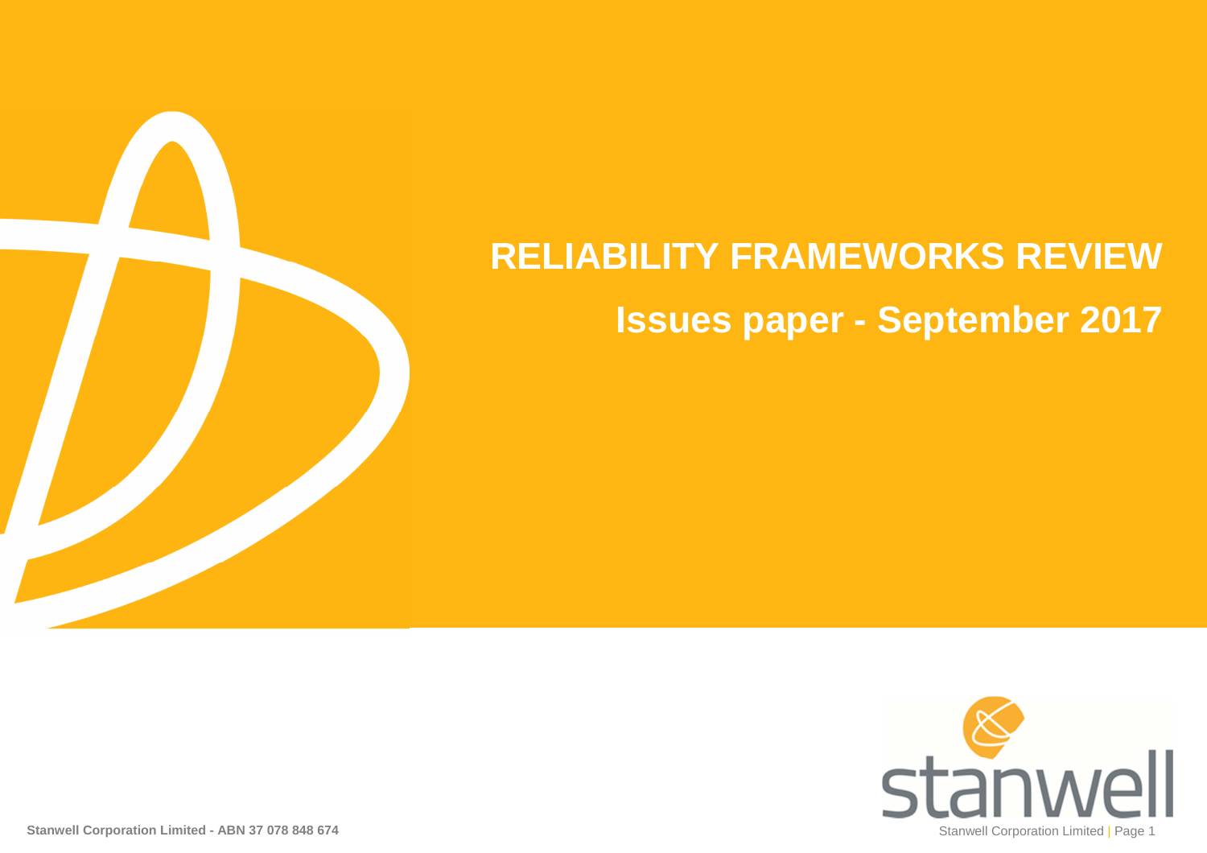# RELIABILITY FRAMEWORKS REVIEW

## Issues paper - September 2017

**Stanwell Corporation Limited - ABN 37 078 848 674**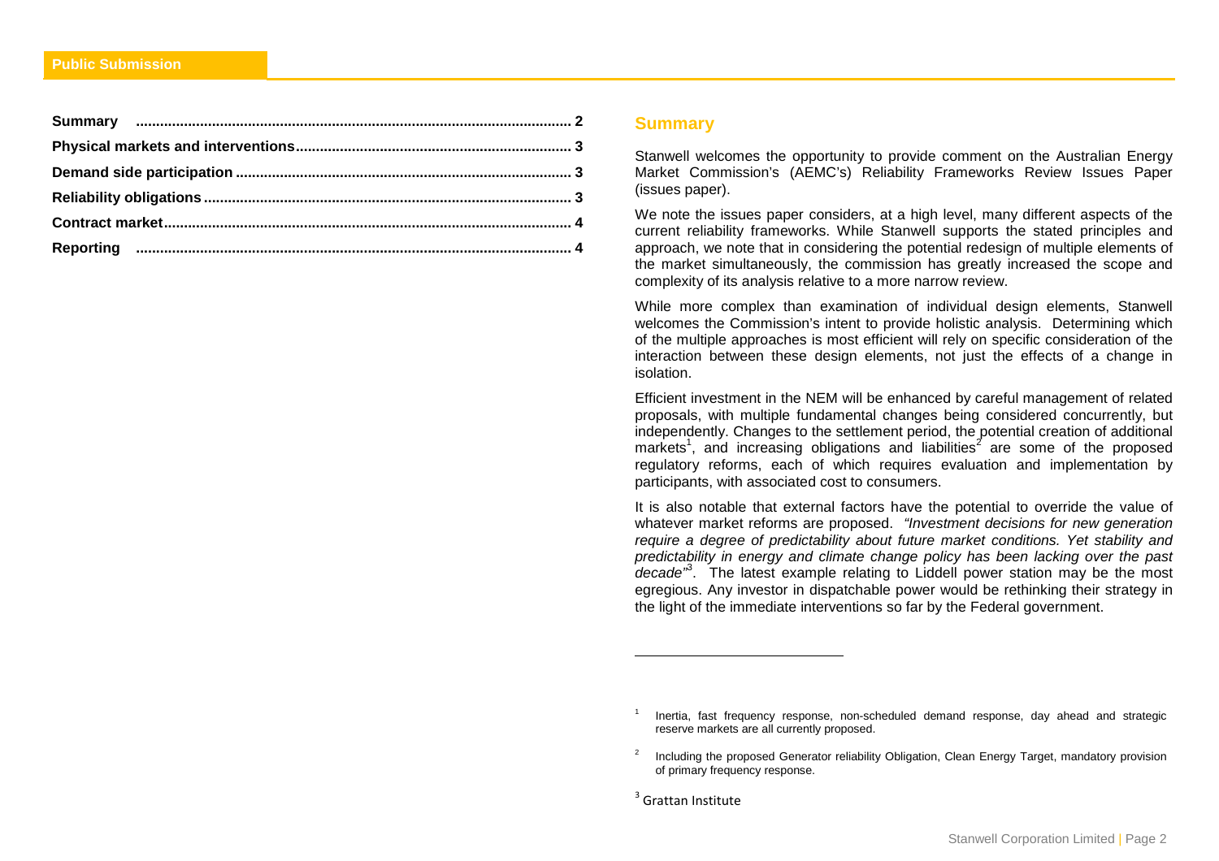Public Submission

| | |
|---|---|
| Summary | 2 |
| Physical markets and interventions | 3 |
| Demand side participation | 3 |
| Reliability obligations | 3 |
| Contract market | 4 |
| Reporting | 4 |

## Summary

Stanwell welcomes the opportunity to provide comment on the Australian Energy Market Commission's (AEMC's) Reliability Frameworks Review Issues Paper (issues paper).

We note the issues paper considers, at a high level, many different aspects of the current reliability frameworks. While Stanwell supports the stated principles and approach, we note that in considering the potential redesign of multiple elements of the market simultaneously, the commission has greatly increased the scope and complexity of its analysis relative to a more narrow review.

While more complex than examination of individual design elements, Stanwell welcomes the Commission's intent to provide holistic analysis. Determining which of the multiple approaches is most efficient will rely on specific consideration of the interaction between these design elements, not just the effects of a change in isolation.

Efficient investment in the NEM will be enhanced by careful management of related proposals, with multiple fundamental changes being considered concurrently, but independently. Changes to the settlement period, the potential creation of additional markets[1], and increasing obligations and liabilities[2] are some of the proposed regulatory reforms, each of which requires evaluation and implementation by participants, with associated cost to consumers.

It is also notable that external factors have the potential to override the value of whatever market reforms are proposed. *"Investment decisions for new generation require a degree of predictability about future market conditions. Yet stability and predictability in energy and climate change policy has been lacking over the past decade"*[3]. The latest example relating to Liddell power station may be the most egregious. Any investor in dispatchable power would be rethinking their strategy in the light of the immediate interventions so far by the Federal government.

---

[1] Inertia, fast frequency response, non-scheduled demand response, day ahead and strategic reserve markets are all currently proposed.

[2] Including the proposed Generator reliability Obligation, Clean Energy Target, mandatory provision of primary frequency response.

[3] Grattan Institute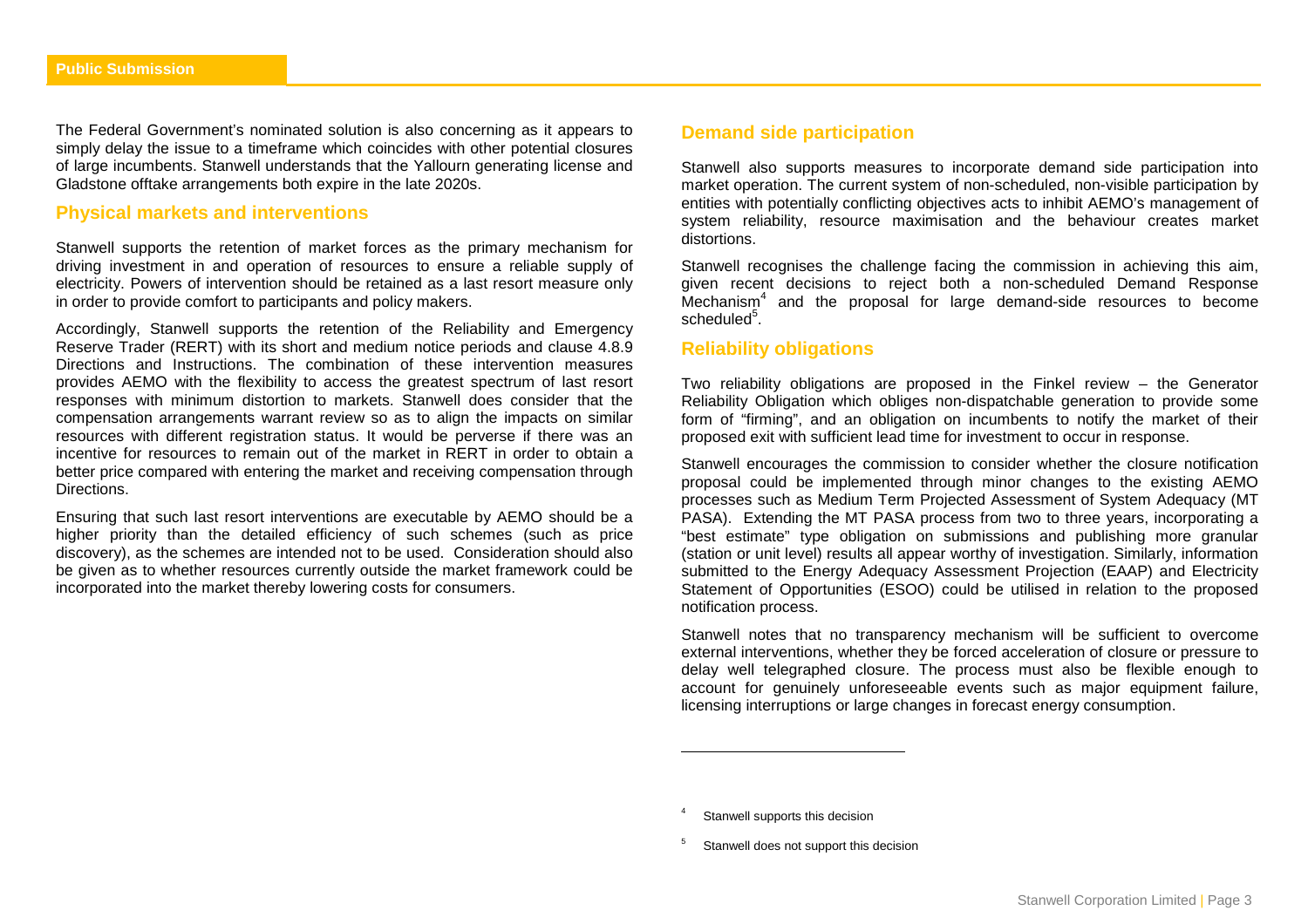The Federal Government's nominated solution is also concerning as it appears to simply delay the issue to a timeframe which coincides with other potential closures of large incumbents. Stanwell understands that the Yallourn generating license and Gladstone offtake arrangements both expire in the late 2020s.

## Physical markets and interventions

Stanwell supports the retention of market forces as the primary mechanism for driving investment in and operation of resources to ensure a reliable supply of electricity. Powers of intervention should be retained as a last resort measure only in order to provide comfort to participants and policy makers.

Accordingly, Stanwell supports the retention of the Reliability and Emergency Reserve Trader (RERT) with its short and medium notice periods and clause 4.8.9 Directions and Instructions. The combination of these intervention measures provides AEMO with the flexibility to access the greatest spectrum of last resort responses with minimum distortion to markets. Stanwell does consider that the compensation arrangements warrant review so as to align the impacts on similar resources with different registration status. It would be perverse if there was an incentive for resources to remain out of the market in RERT in order to obtain a better price compared with entering the market and receiving compensation through Directions.

Ensuring that such last resort interventions are executable by AEMO should be a higher priority than the detailed efficiency of such schemes (such as price discovery), as the schemes are intended not to be used. Consideration should also be given as to whether resources currently outside the market framework could be incorporated into the market thereby lowering costs for consumers.

## Demand side participation

Stanwell also supports measures to incorporate demand side participation into market operation. The current system of non-scheduled, non-visible participation by entities with potentially conflicting objectives acts to inhibit AEMO's management of system reliability, resource maximisation and the behaviour creates market distortions.

Stanwell recognises the challenge facing the commission in achieving this aim, given recent decisions to reject both a non-scheduled Demand Response Mechanism[4] and the proposal for large demand-side resources to become scheduled[5].

## Reliability obligations

Two reliability obligations are proposed in the Finkel review – the Generator Reliability Obligation which obliges non-dispatchable generation to provide some form of "firming", and an obligation on incumbents to notify the market of their proposed exit with sufficient lead time for investment to occur in response.

Stanwell encourages the commission to consider whether the closure notification proposal could be implemented through minor changes to the existing AEMO processes such as Medium Term Projected Assessment of System Adequacy (MT PASA). Extending the MT PASA process from two to three years, incorporating a "best estimate" type obligation on submissions and publishing more granular (station or unit level) results all appear worthy of investigation. Similarly, information submitted to the Energy Adequacy Assessment Projection (EAAP) and Electricity Statement of Opportunities (ESOO) could be utilised in relation to the proposed notification process.

Stanwell notes that no transparency mechanism will be sufficient to overcome external interventions, whether they be forced acceleration of closure or pressure to delay well telegraphed closure. The process must also be flexible enough to account for genuinely unforeseeable events such as major equipment failure, licensing interruptions or large changes in forecast energy consumption.

---

[4] Stanwell supports this decision

[5] Stanwell does not support this decision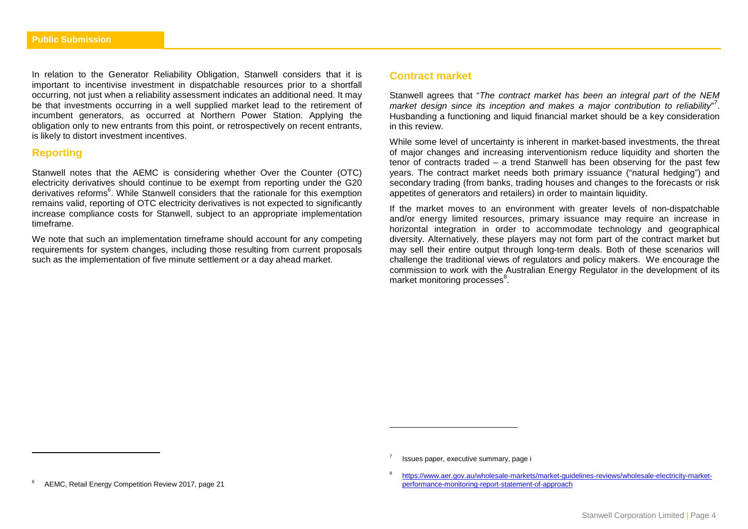In relation to the Generator Reliability Obligation, Stanwell considers that it is important to incentivise investment in dispatchable resources prior to a shortfall occurring, not just when a reliability assessment indicates an additional need. It may be that investments occurring in a well supplied market lead to the retirement of incumbent generators, as occurred at Northern Power Station. Applying the obligation only to new entrants from this point, or retrospectively on recent entrants, is likely to distort investment incentives.

## Reporting

Stanwell notes that the AEMC is considering whether Over the Counter (OTC) electricity derivatives should continue to be exempt from reporting under the G20 derivatives reforms[6]. While Stanwell considers that the rationale for this exemption remains valid, reporting of OTC electricity derivatives is not expected to significantly increase compliance costs for Stanwell, subject to an appropriate implementation timeframe.

We note that such an implementation timeframe should account for any competing requirements for system changes, including those resulting from current proposals such as the implementation of five minute settlement or a day ahead market.

## Contract market

Stanwell agrees that "*The contract market has been an integral part of the NEM market design since its inception and makes a major contribution to reliability*"[7]. Husbanding a functioning and liquid financial market should be a key consideration in this review.

While some level of uncertainty is inherent in market-based investments, the threat of major changes and increasing interventionism reduce liquidity and shorten the tenor of contracts traded – a trend Stanwell has been observing for the past few years. The contract market needs both primary issuance ("natural hedging") and secondary trading (from banks, trading houses and changes to the forecasts or risk appetites of generators and retailers) in order to maintain liquidity.

If the market moves to an environment with greater levels of non-dispatchable and/or energy limited resources, primary issuance may require an increase in horizontal integration in order to accommodate technology and geographical diversity. Alternatively, these players may not form part of the contract market but may sell their entire output through long-term deals. Both of these scenarios will challenge the traditional views of regulators and policy makers. We encourage the commission to work with the Australian Energy Regulator in the development of its market monitoring processes[8].

---

[6] AEMC, Retail Energy Competition Review 2017, page 21

[7] Issues paper, executive summary, page i

[8] https://www.aer.gov.au/wholesale-markets/market-guidelines-reviews/wholesale-electricity-market-performance-monitoring-report-statement-of-approach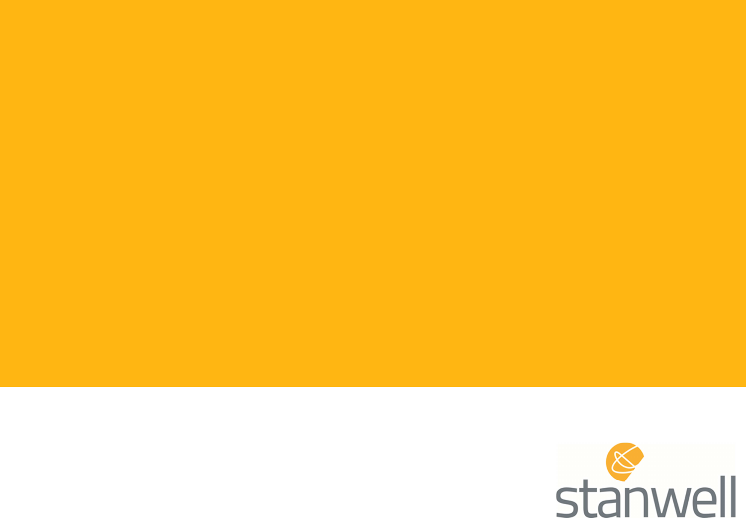stanwell